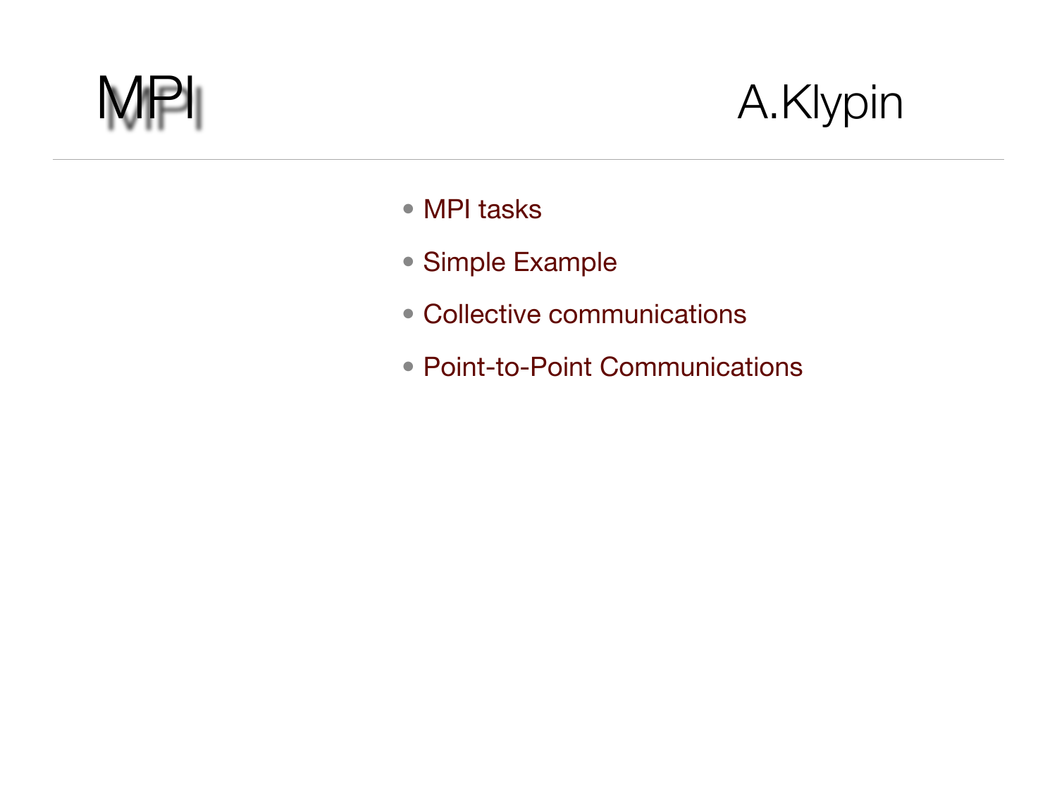# MPI

A.Klypin

- MPI tasks
- Simple Example
- Collective communications
- Point-to-Point Communications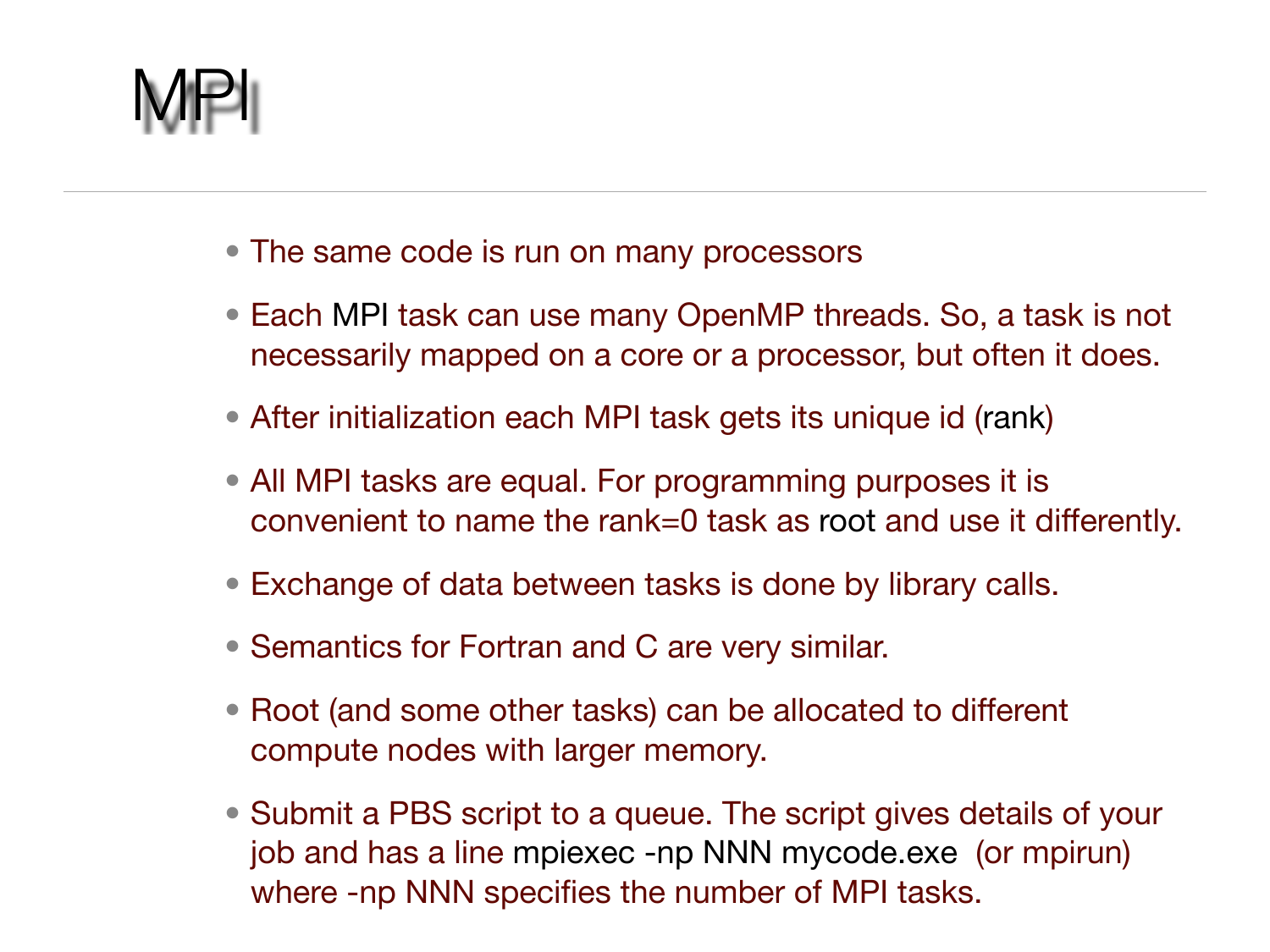# MPI

- The same code is run on many processors
- Each MPI task can use many OpenMP threads. So, a task is not necessarily mapped on a core or a processor, but often it does.
- After initialization each MPI task gets its unique id (rank)
- All MPI tasks are equal. For programming purposes it is convenient to name the rank=0 task as root and use it differently.
- Exchange of data between tasks is done by library calls.
- Semantics for Fortran and C are very similar.
- Root (and some other tasks) can be allocated to different compute nodes with larger memory.
- Submit a PBS script to a queue. The script gives details of your job and has a line mpiexec -np NNN mycode.exe (or mpirun) where -np NNN specifies the number of MPI tasks.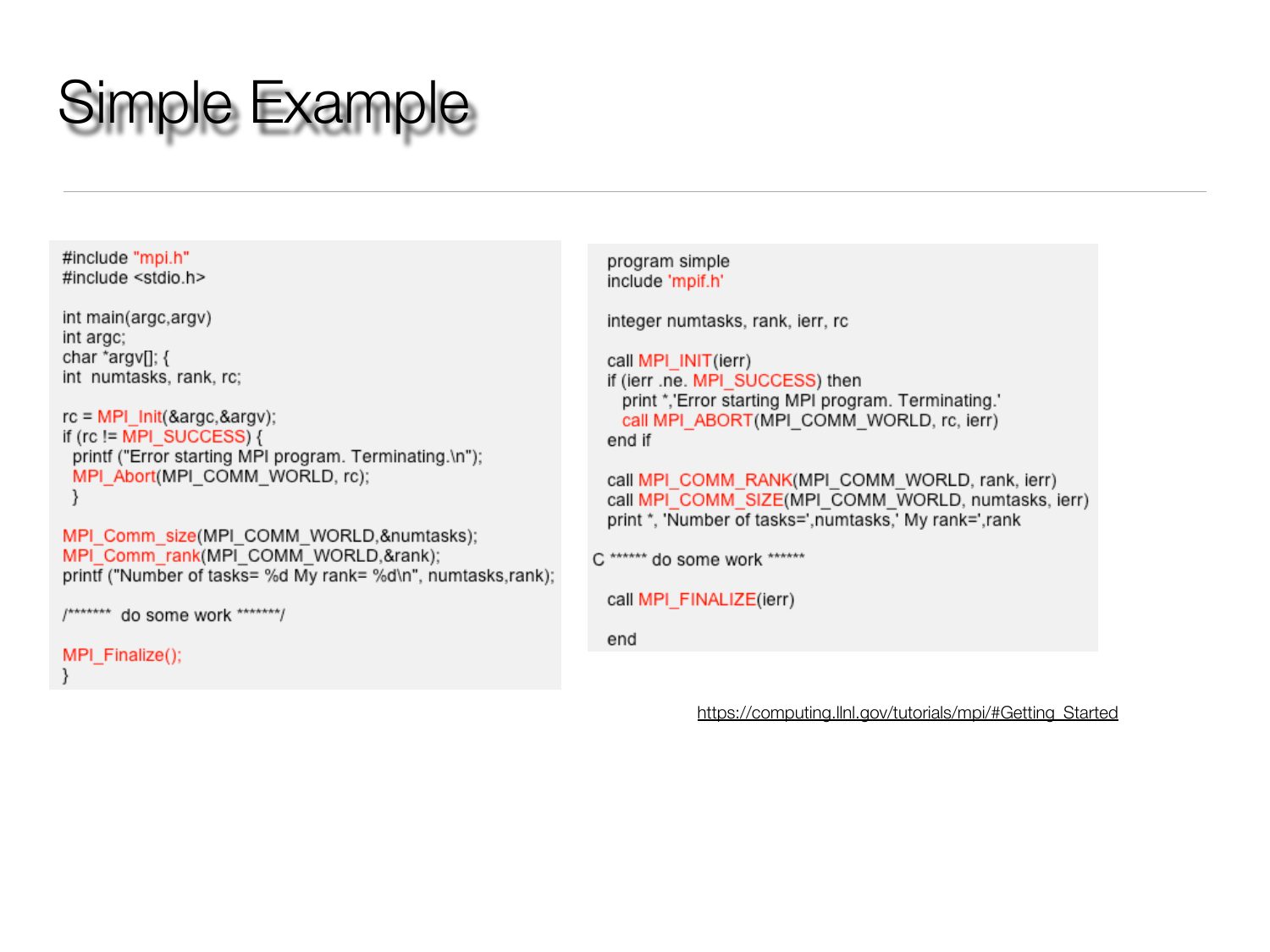# Simple Example

```c
#include "mpi.h"
#include <stdio.h>

int main(argc,argv)
int argc;
char *argv[]; {
int  numtasks, rank, rc;

rc = MPI_Init(&argc,&argv);
if (rc != MPI_SUCCESS) {
  printf ("Error starting MPI program. Terminating.\n");
  MPI_Abort(MPI_COMM_WORLD, rc);
  }

MPI_Comm_size(MPI_COMM_WORLD,&numtasks);
MPI_Comm_rank(MPI_COMM_WORLD,&rank);
printf ("Number of tasks= %d My rank= %d\n", numtasks,rank);

/*******  do some work *******/

MPI_Finalize();
}
```

```fortran
   program simple
   include 'mpif.h'

   integer numtasks, rank, ierr, rc

   call MPI_INIT(ierr)
   if (ierr .ne. MPI_SUCCESS) then
     print *,'Error starting MPI program. Terminating.'
     call MPI_ABORT(MPI_COMM_WORLD, rc, ierr)
   end if

   call MPI_COMM_RANK(MPI_COMM_WORLD, rank, ierr)
   call MPI_COMM_SIZE(MPI_COMM_WORLD, numtasks, ierr)
   print *, 'Number of tasks=',numtasks,' My rank=',rank

C ****** do some work ******

   call MPI_FINALIZE(ierr)

   end
```

https://computing.llnl.gov/tutorials/mpi/#Getting_Started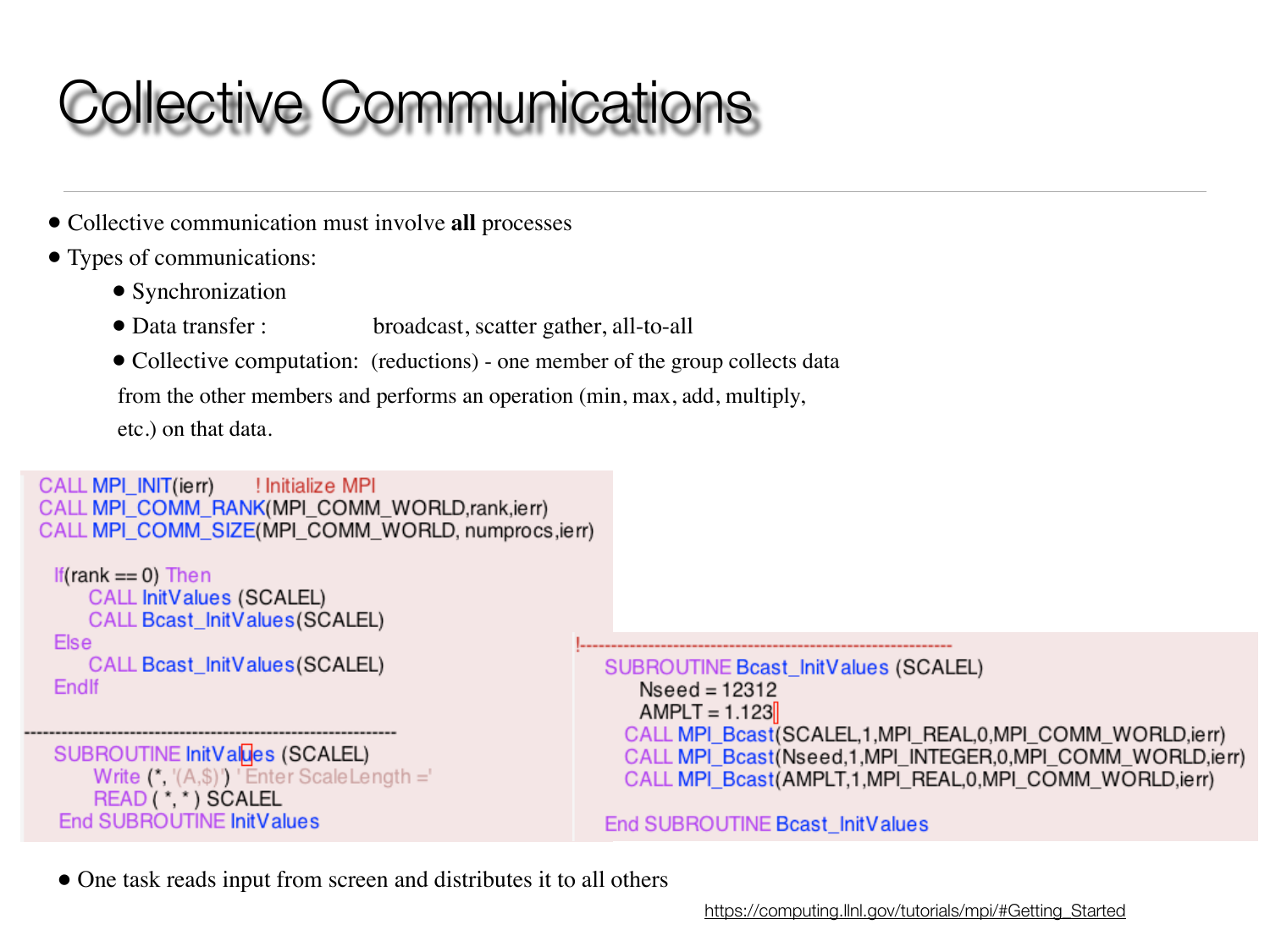# Collective Communications

- Collective communication must involve **all** processes
- Types of communications:
  - Synchronization
  - Data transfer : broadcast, scatter gather, all-to-all
  - Collective computation: (reductions) - one member of the group collects data from the other members and performs an operation (min, max, add, multiply, etc.) on that data.

```fortran
CALL MPI_INIT(ierr)       ! Initialize MPI
CALL MPI_COMM_RANK(MPI_COMM_WORLD,rank,ierr)
CALL MPI_COMM_SIZE(MPI_COMM_WORLD, numprocs,ierr)

  If(rank == 0) Then
      CALL InitValues (SCALEL)
      CALL Bcast_InitValues(SCALEL)
  Else
      CALL Bcast_InitValues(SCALEL)
  EndIf

-------------------------------------------------------------
  SUBROUTINE InitValues (SCALEL)
      Write (*, '(A,$)') 'Enter ScaleLength ='
      READ ( *, * ) SCALEL
  End SUBROUTINE InitValues
```

```fortran
!-------------------------------------------------------------
  SUBROUTINE Bcast_InitValues (SCALEL)
      Nseed = 12312
      AMPLT = 1.123
    CALL MPI_Bcast(SCALEL,1,MPI_REAL,0,MPI_COMM_WORLD,ierr)
    CALL MPI_Bcast(Nseed,1,MPI_INTEGER,0,MPI_COMM_WORLD,ierr)
    CALL MPI_Bcast(AMPLT,1,MPI_REAL,0,MPI_COMM_WORLD,ierr)

  End SUBROUTINE Bcast_InitValues
```

- One task reads input from screen and distributes it to all others

https://computing.llnl.gov/tutorials/mpi/#Getting_Started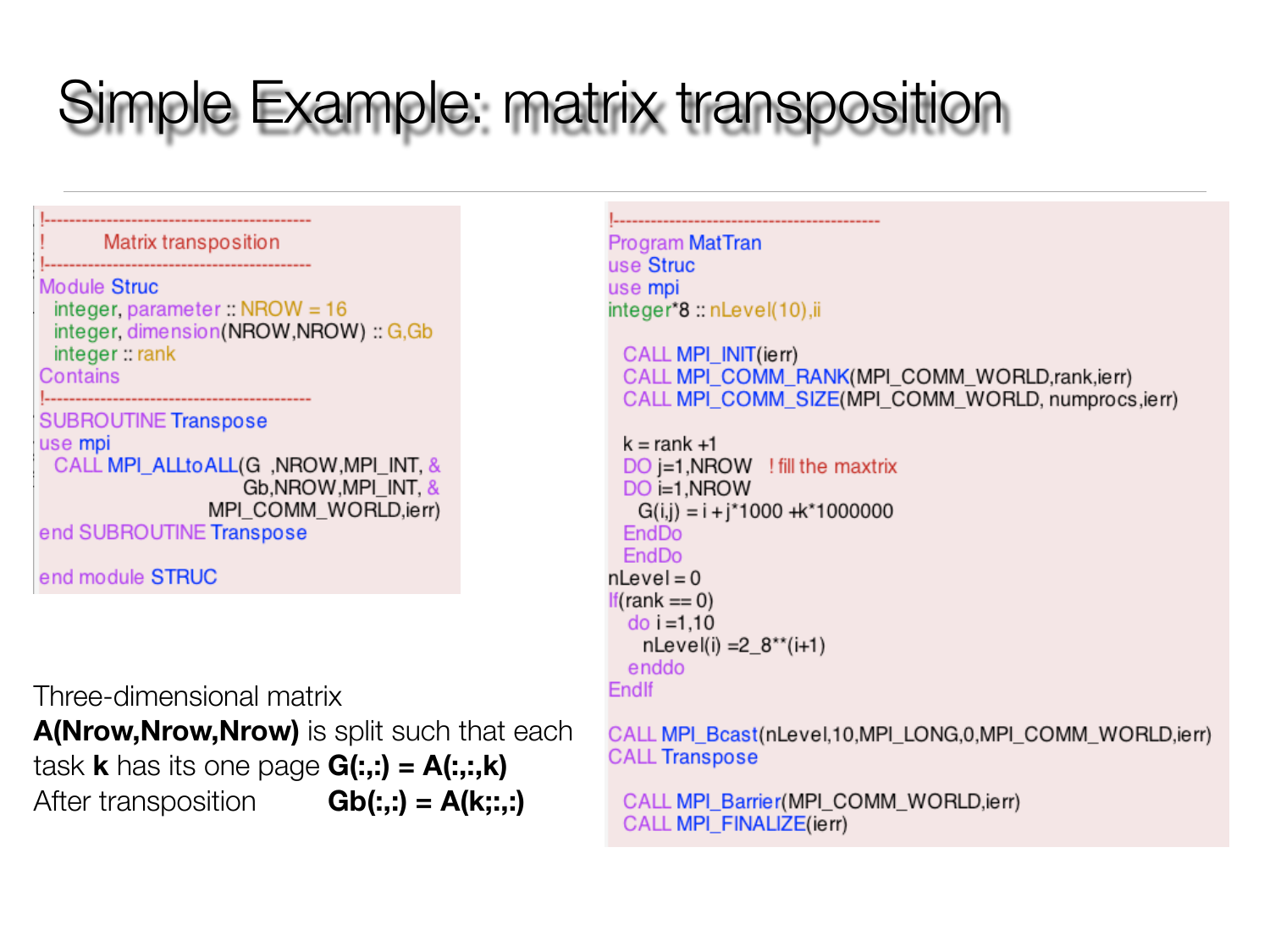# Simple Example: matrix transposition

```fortran
!-------------------------------------------
!       Matrix transposition
!-------------------------------------------
Module Struc
  integer, parameter :: NROW = 16
  integer, dimension(NROW,NROW) :: G,Gb
  integer :: rank
Contains
!-------------------------------------------
SUBROUTINE Transpose
use mpi
  CALL MPI_ALLtoALL(G  ,NROW,MPI_INT, &
                   Gb,NROW,MPI_INT, &
                 MPI_COMM_WORLD,ierr)
end SUBROUTINE Transpose

end module STRUC
```

Three-dimensional matrix **A(Nrow,Nrow,Nrow)** is split such that each task **k** has its one page **G(:,:) = A(:,:,k)**
After transposition **Gb(:,:) = A(k;:,:)**

```fortran
!-------------------------------------------
Program MatTran
use Struc
use mpi
integer*8 :: nLevel(10),ii

  CALL MPI_INIT(ierr)
  CALL MPI_COMM_RANK(MPI_COMM_WORLD,rank,ierr)
  CALL MPI_COMM_SIZE(MPI_COMM_WORLD, numprocs,ierr)

  k = rank +1
  DO j=1,NROW   ! fill the maxtrix
  DO i=1,NROW
    G(i,j) = i + j*1000 +k*1000000
  EndDo
  EndDo
nLevel = 0
If(rank == 0)
   do i =1,10
     nLevel(i) =2_8**(i+1)
   enddo
EndIf

CALL MPI_Bcast(nLevel,10,MPI_LONG,0,MPI_COMM_WORLD,ierr)
CALL Transpose

  CALL MPI_Barrier(MPI_COMM_WORLD,ierr)
  CALL MPI_FINALIZE(ierr)
```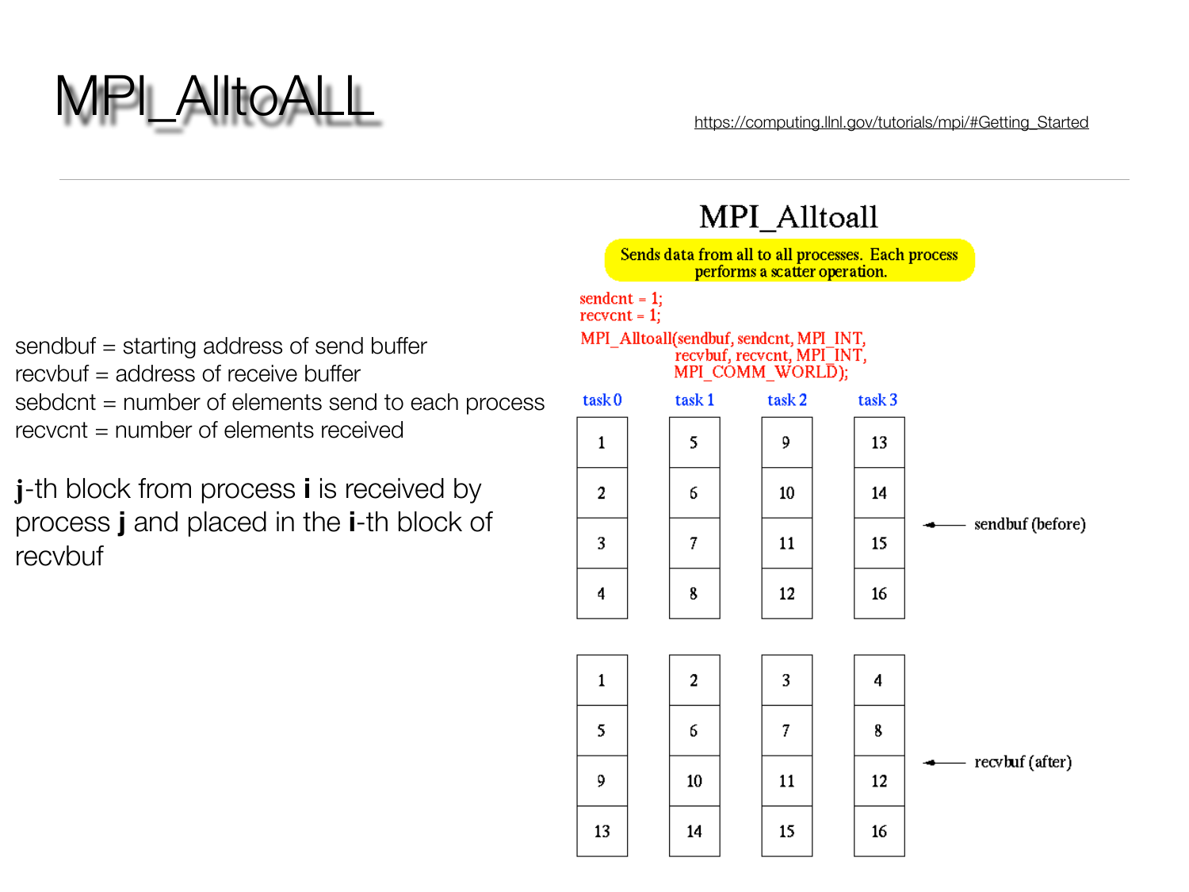# MPI_AlltoALL

https://computing.llnl.gov/tutorials/mpi/#Getting_Started

sendbuf = starting address of send buffer
recvbuf = address of receive buffer
sebdcnt = number of elements send to each process
recvcnt = number of elements received

**j**-th block from process **i** is received by process **j** and placed in the **i**-th block of recvbuf

## MPI_Alltoall

Sends data from all to all processes. Each process performs a scatter operation.

```
sendcnt = 1;
recvcnt = 1;
MPI_Alltoall(sendbuf, sendcnt, MPI_INT,
             recvbuf, recvcnt, MPI_INT,
             MPI_COMM_WORLD);
```

sendbuf (before):

| task 0 | task 1 | task 2 | task 3 |
|---|---|---|---|
| 1 | 5 | 9 | 13 |
| 2 | 6 | 10 | 14 |
| 3 | 7 | 11 | 15 |
| 4 | 8 | 12 | 16 |

recvbuf (after):

| task 0 | task 1 | task 2 | task 3 |
|---|---|---|---|
| 1 | 2 | 3 | 4 |
| 5 | 6 | 7 | 8 |
| 9 | 10 | 11 | 12 |
| 13 | 14 | 15 | 16 |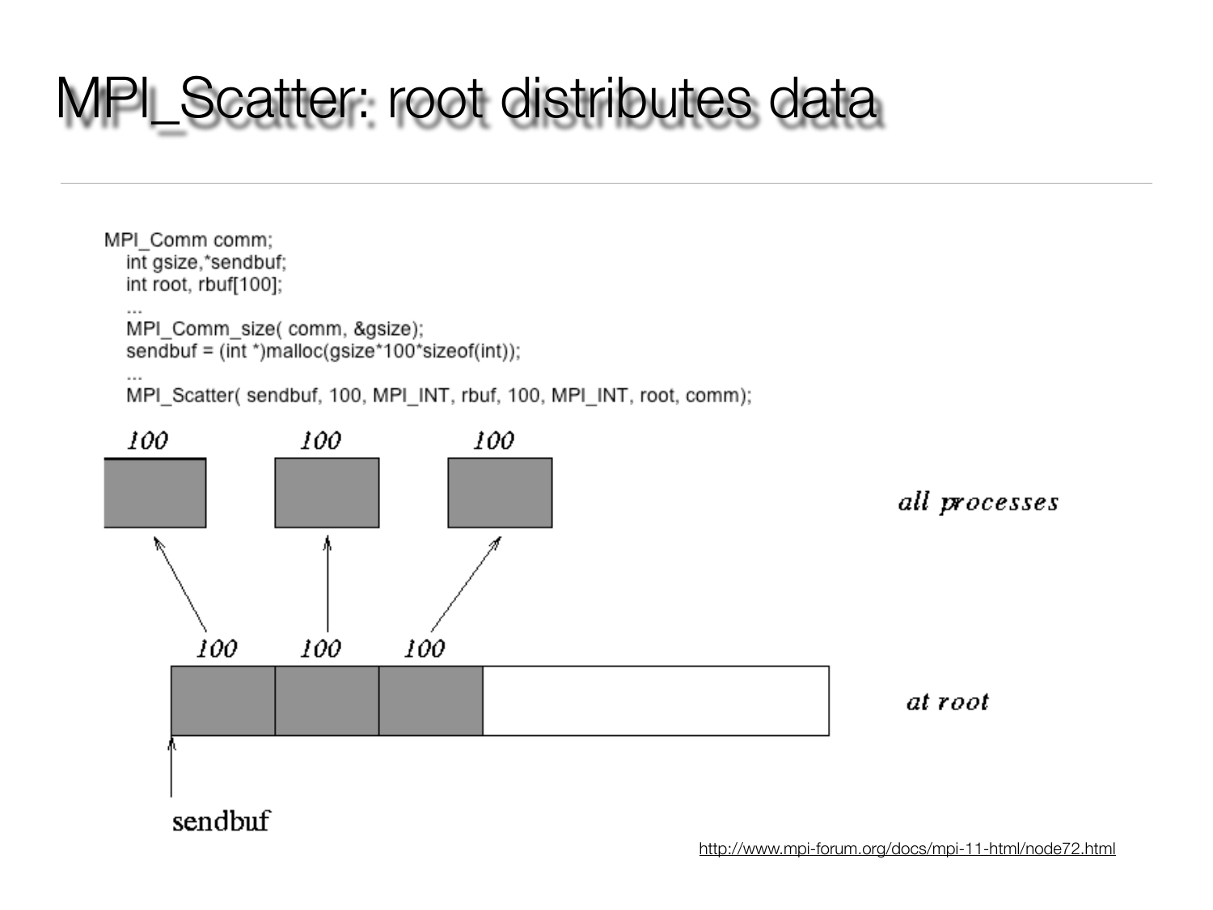# MPI_Scatter: root distributes data

```
MPI_Comm comm;
   int gsize,*sendbuf;
   int root, rbuf[100];
   ...
   MPI_Comm_size( comm, &gsize);
   sendbuf = (int *)malloc(gsize*100*sizeof(int));
   ...
   MPI_Scatter( sendbuf, 100, MPI_INT, rbuf, 100, MPI_INT, root, comm);
```

100 100 100

*all processes*

100 100 100

*at root*

sendbuf

http://www.mpi-forum.org/docs/mpi-11-html/node72.html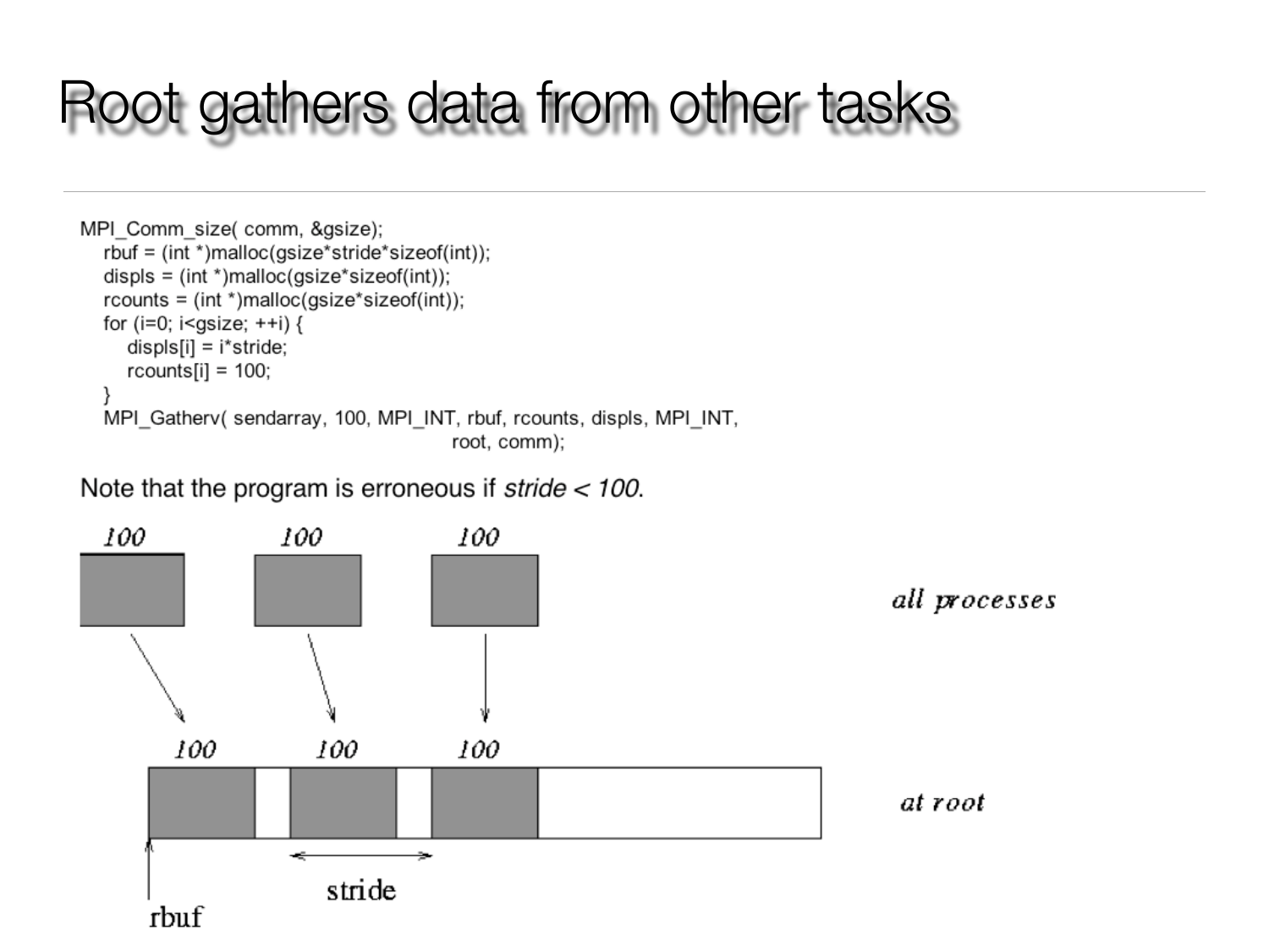# Root gathers data from other tasks

```
MPI_Comm_size( comm, &gsize);
   rbuf = (int *)malloc(gsize*stride*sizeof(int));
   displs = (int *)malloc(gsize*sizeof(int));
   rcounts = (int *)malloc(gsize*sizeof(int));
   for (i=0; i<gsize; ++i) {
      displs[i] = i*stride;
      rcounts[i] = 100;
   }
   MPI_Gatherv( sendarray, 100, MPI_INT, rbuf, rcounts, displs, MPI_INT,
                                                    root, comm);
```

Note that the program is erroneous if *stride < 100*.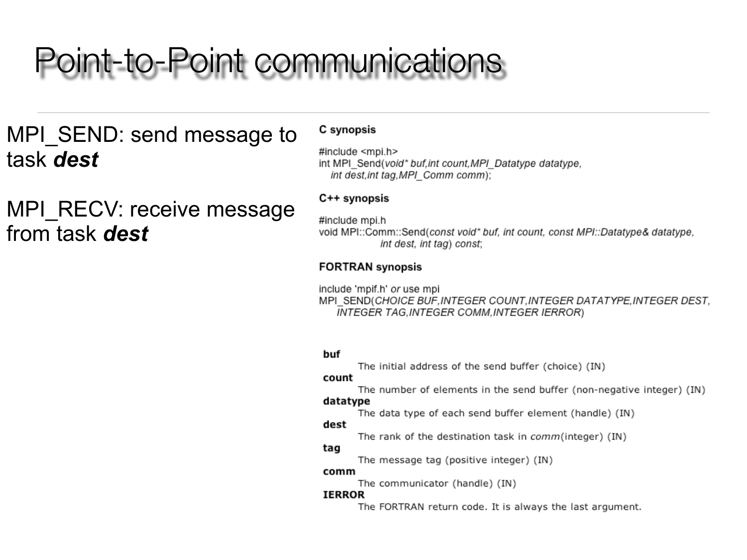# Point-to-Point communications

MPI_SEND: send message to task ***dest***

MPI_RECV: receive message from task ***dest***

**C synopsis**

```
#include <mpi.h>
int MPI_Send(void* buf,int count,MPI_Datatype datatype,
    int dest,int tag,MPI_Comm comm);
```

**C++ synopsis**

```
#include mpi.h
void MPI::Comm::Send(const void* buf, int count, const MPI::Datatype& datatype,
               int dest, int tag) const;
```

**FORTRAN synopsis**

```
include 'mpif.h' or use mpi
MPI_SEND(CHOICE BUF,INTEGER COUNT,INTEGER DATATYPE,INTEGER DEST,
    INTEGER TAG,INTEGER COMM,INTEGER IERROR)
```

**buf**
: The initial address of the send buffer (choice) (IN)

**count**
: The number of elements in the send buffer (non-negative integer) (IN)

**datatype**
: The data type of each send buffer element (handle) (IN)

**dest**
: The rank of the destination task in *comm*(integer) (IN)

**tag**
: The message tag (positive integer) (IN)

**comm**
: The communicator (handle) (IN)

**IERROR**
: The FORTRAN return code. It is always the last argument.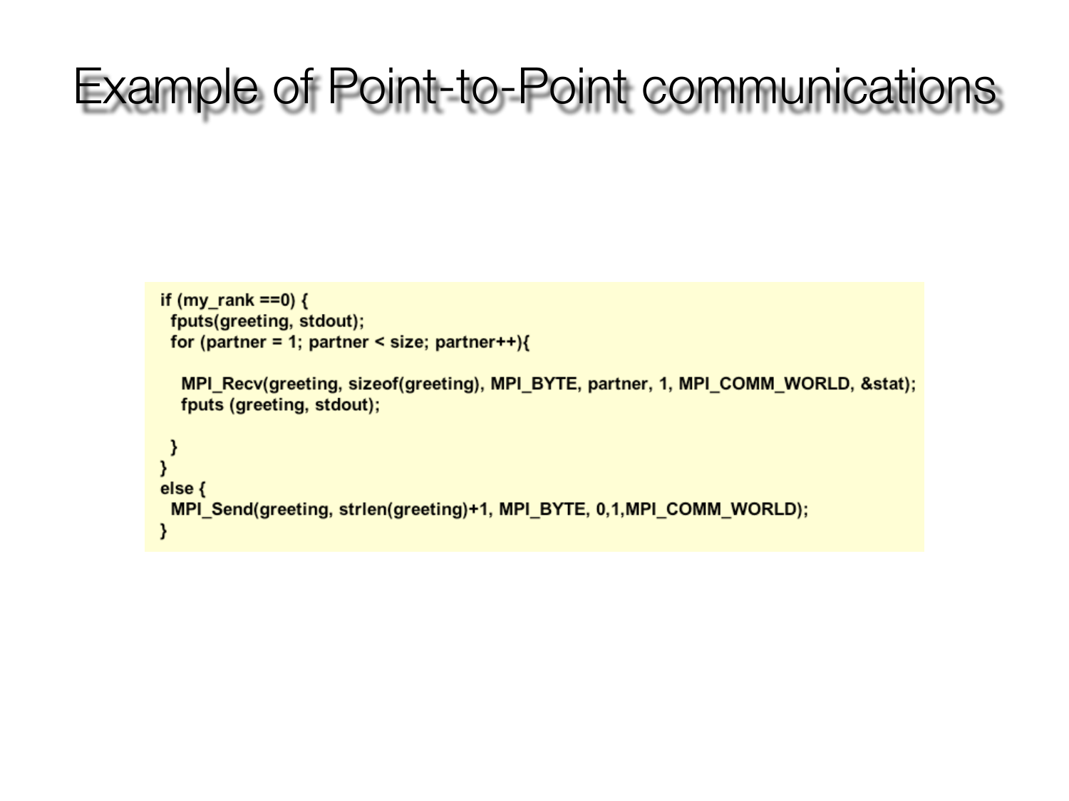# Example of Point-to-Point communications

```
if (my_rank ==0) {
  fputs(greeting, stdout);
  for (partner = 1; partner < size; partner++){

    MPI_Recv(greeting, sizeof(greeting), MPI_BYTE, partner, 1, MPI_COMM_WORLD, &stat);
    fputs (greeting, stdout);

  }
}
else {
  MPI_Send(greeting, strlen(greeting)+1, MPI_BYTE, 0,1,MPI_COMM_WORLD);
}
```